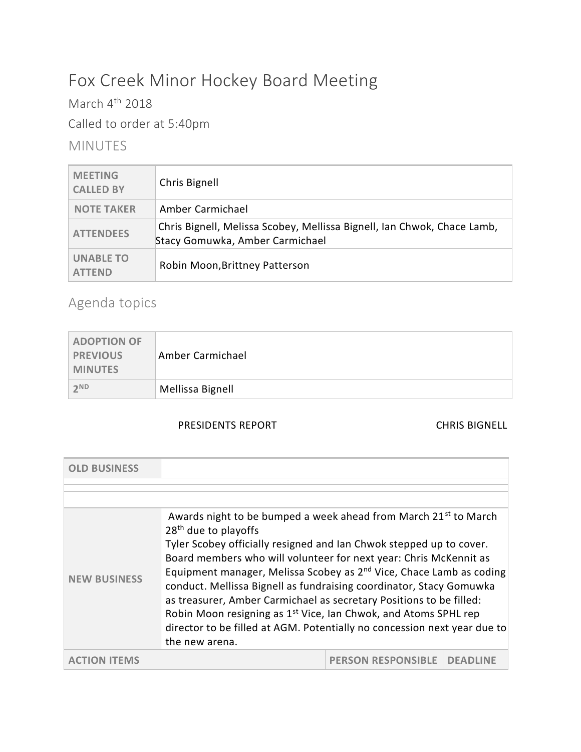# Fox Creek Minor Hockey Board Meeting

March 4th 2018

Called to order at 5:40pm

## MINUTES

| | |
|---|---|
| **MEETING CALLED BY** | Chris Bignell |
| **NOTE TAKER** | Amber Carmichael |
| **ATTENDEES** | Chris Bignell, Melissa Scobey, Mellissa Bignell, Ian Chwok, Chace Lamb, Stacy Gomuwka, Amber Carmichael |
| **UNABLE TO ATTEND** | Robin Moon,Brittney Patterson |

## Agenda topics

| | |
|---|---|
| **ADOPTION OF PREVIOUS MINUTES** | Amber Carmichael |
| **2ND** | Mellissa Bignell |

PRESIDENTS REPORT — CHRIS BIGNELL

| | | |
|---|---|---|
| **OLD BUSINESS** | | |
| | | |
| | | |
| **NEW BUSINESS** | Awards night to be bumped a week ahead from March 21st to March 28th due to playoffs<br>Tyler Scobey officially resigned and Ian Chwok stepped up to cover. Board members who will volunteer for next year: Chris McKennit as Equipment manager, Melissa Scobey as 2nd Vice, Chace Lamb as coding conduct. Mellissa Bignell as fundraising coordinator, Stacy Gomuwka as treasurer, Amber Carmichael as secretary Positions to be filled: Robin Moon resigning as 1st Vice, Ian Chwok, and Atoms SPHL rep director to be filled at AGM. Potentially no concession next year due to the new arena. | |
| **ACTION ITEMS** | **PERSON RESPONSIBLE** | **DEADLINE** |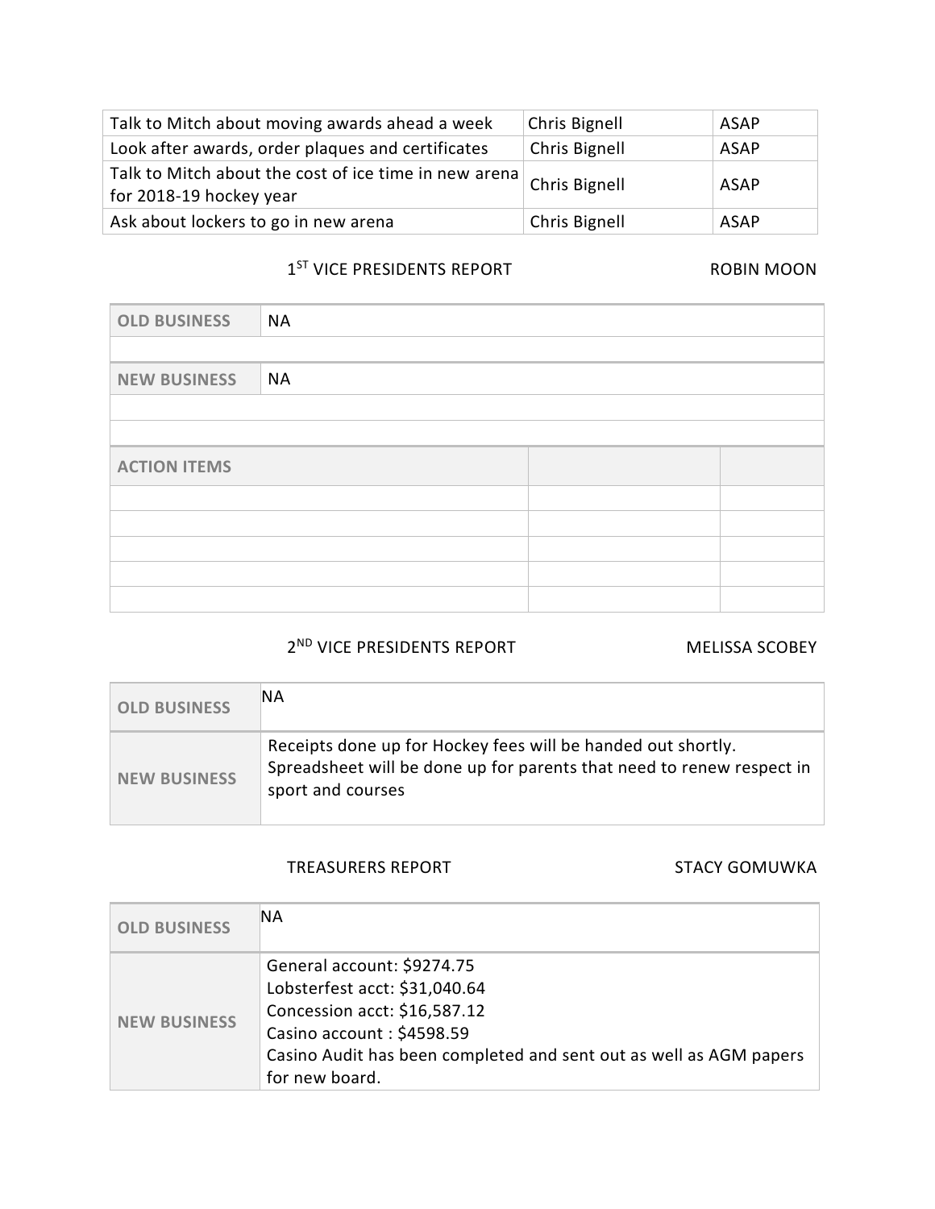| | | |
|---|---|---|
| Talk to Mitch about moving awards ahead a week | Chris Bignell | ASAP |
| Look after awards, order plaques and certificates | Chris Bignell | ASAP |
| Talk to Mitch about the cost of ice time in new arena for 2018-19 hockey year | Chris Bignell | ASAP |
| Ask about lockers to go in new arena | Chris Bignell | ASAP |

## 1ST VICE PRESIDENTS REPORT — ROBIN MOON

| | |
|---|---|
| **OLD BUSINESS** | NA |
| | |
| **NEW BUSINESS** | NA |
| | |
| | |

| **ACTION ITEMS** | | |
|---|---|---|
| | | |
| | | |
| | | |
| | | |
| | | |

## 2ND VICE PRESIDENTS REPORT — MELISSA SCOBEY

| | |
|---|---|
| **OLD BUSINESS** | NA |
| **NEW BUSINESS** | Receipts done up for Hockey fees will be handed out shortly. Spreadsheet will be done up for parents that need to renew respect in sport and courses |

## TREASURERS REPORT — STACY GOMUWKA

| | |
|---|---|
| **OLD BUSINESS** | NA |
| **NEW BUSINESS** | General account: $9274.75<br>Lobsterfest acct: $31,040.64<br>Concession acct: $16,587.12<br>Casino account : $4598.59<br>Casino Audit has been completed and sent out as well as AGM papers for new board. |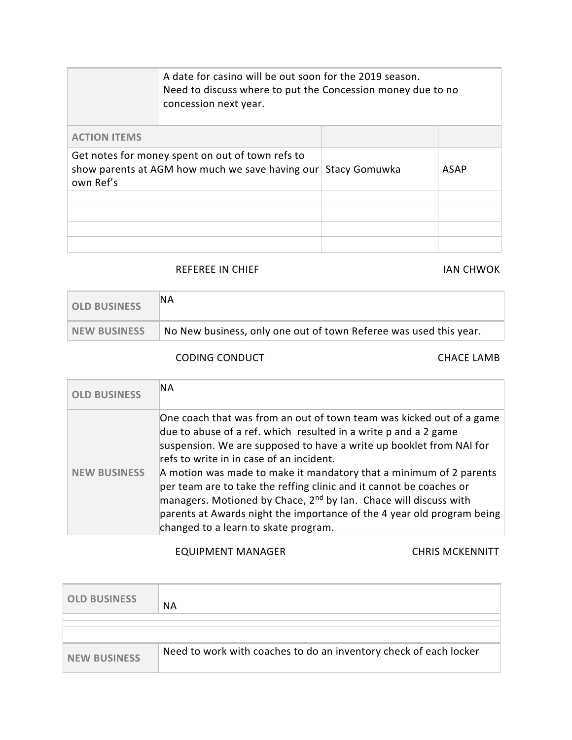| | |
|---|---|
| | A date for casino will be out soon for the 2019 season.<br>Need to discuss where to put the Concession money due to no concession next year. |

| ACTION ITEMS | | |
|---|---|---|
| Get notes for money spent on out of town refs to show parents at AGM how much we save having our own Ref's | Stacy Gomuwka | ASAP |
| | | |
| | | |
| | | |
| | | |

REFEREE IN CHIEF — IAN CHWOK

| | |
|---|---|
| **OLD BUSINESS** | NA |
| **NEW BUSINESS** | No New business, only one out of town Referee was used this year. |

CODING CONDUCT — CHACE LAMB

| | |
|---|---|
| **OLD BUSINESS** | NA |
| **NEW BUSINESS** | One coach that was from an out of town team was kicked out of a game due to abuse of a ref. which resulted in a write p and a 2 game suspension. We are supposed to have a write up booklet from NAI for refs to write in in case of an incident.<br>A motion was made to make it mandatory that a minimum of 2 parents per team are to take the reffing clinic and it cannot be coaches or managers. Motioned by Chace, 2nd by Ian. Chace will discuss with parents at Awards night the importance of the 4 year old program being changed to a learn to skate program. |

EQUIPMENT MANAGER — CHRIS MCKENNITT

| | |
|---|---|
| **OLD BUSINESS** | NA |
| | |
| | |
| **NEW BUSINESS** | Need to work with coaches to do an inventory check of each locker |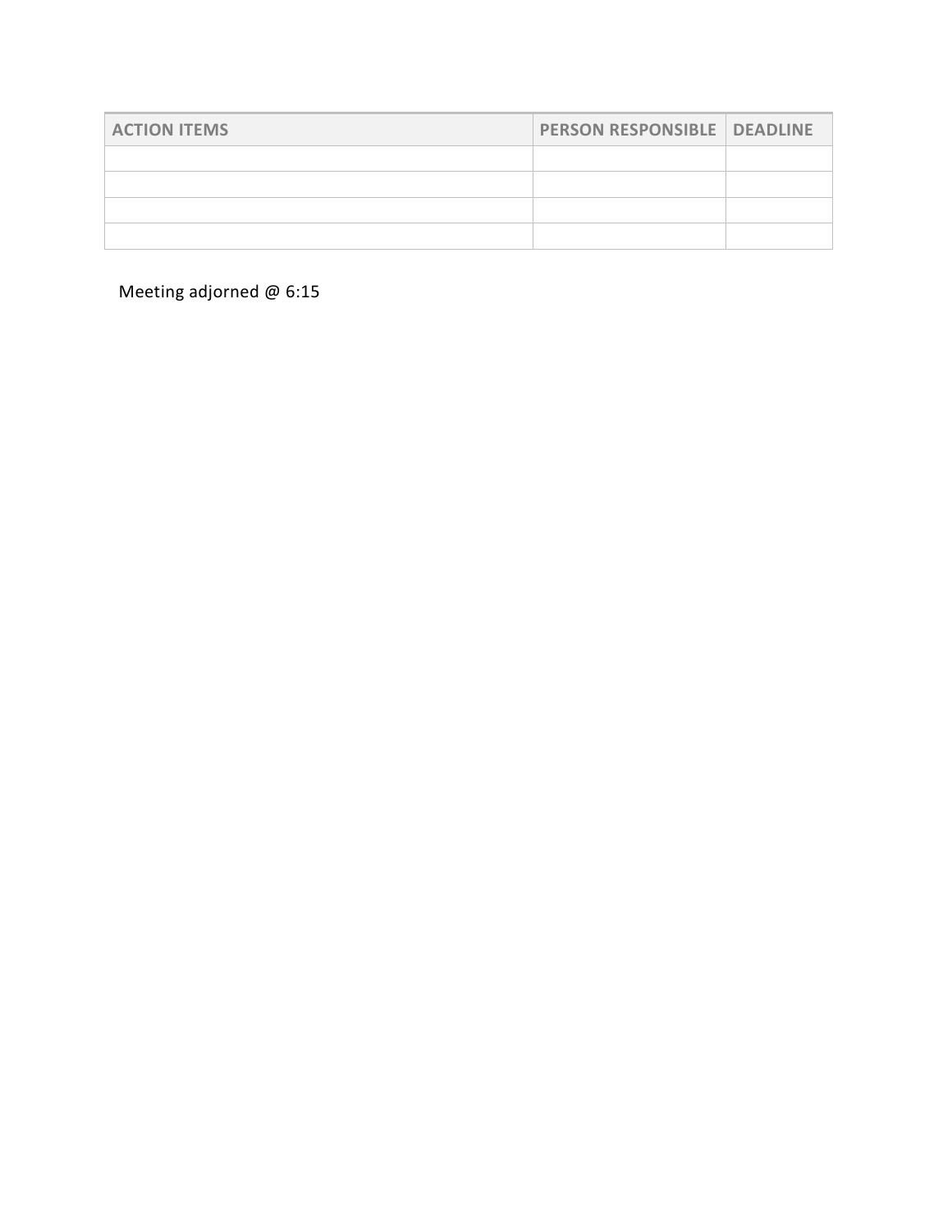| ACTION ITEMS | PERSON RESPONSIBLE | DEADLINE |
| --- | --- | --- |
| | | |
| | | |
| | | |
| | | |

Meeting adjorned @ 6:15